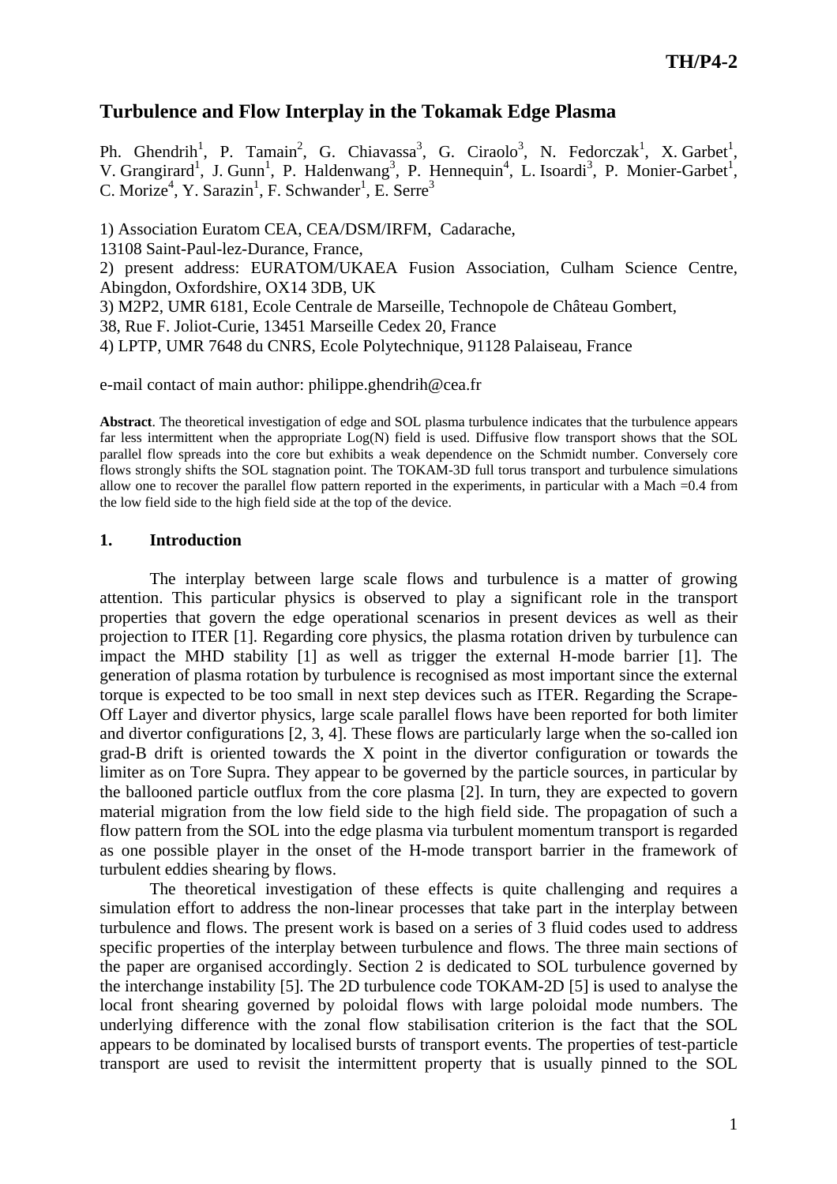# Turbulence and Flow Interplay in the Tokamak Edge Plasma

Ph. Ghendrih[1], P. Tamain[2], G. Chiavassa[3], G. Ciraolo[3], N. Fedorczak[1], X. Garbet[1], V. Grangirard[1], J. Gunn[1], P. Haldenwang[3], P. Hennequin[4], L. Isoardi[3], P. Monier-Garbet[1], C. Morize[4], Y. Sarazin[1], F. Schwander[1], E. Serre[3]

1) Association Euratom CEA, CEA/DSM/IRFM, Cadarache,
13108 Saint-Paul-lez-Durance, France,
2) present address: EURATOM/UKAEA Fusion Association, Culham Science Centre, Abingdon, Oxfordshire, OX14 3DB, UK
3) M2P2, UMR 6181, Ecole Centrale de Marseille, Technopole de Château Gombert,
38, Rue F. Joliot-Curie, 13451 Marseille Cedex 20, France
4) LPTP, UMR 7648 du CNRS, Ecole Polytechnique, 91128 Palaiseau, France

e-mail contact of main author: philippe.ghendrih@cea.fr

**Abstract**. The theoretical investigation of edge and SOL plasma turbulence indicates that the turbulence appears far less intermittent when the appropriate Log(N) field is used. Diffusive flow transport shows that the SOL parallel flow spreads into the core but exhibits a weak dependence on the Schmidt number. Conversely core flows strongly shifts the SOL stagnation point. The TOKAM-3D full torus transport and turbulence simulations allow one to recover the parallel flow pattern reported in the experiments, in particular with a Mach =0.4 from the low field side to the high field side at the top of the device.

## 1. Introduction

The interplay between large scale flows and turbulence is a matter of growing attention. This particular physics is observed to play a significant role in the transport properties that govern the edge operational scenarios in present devices as well as their projection to ITER [1]. Regarding core physics, the plasma rotation driven by turbulence can impact the MHD stability [1] as well as trigger the external H-mode barrier [1]. The generation of plasma rotation by turbulence is recognised as most important since the external torque is expected to be too small in next step devices such as ITER. Regarding the Scrape-Off Layer and divertor physics, large scale parallel flows have been reported for both limiter and divertor configurations [2, 3, 4]. These flows are particularly large when the so-called ion grad-B drift is oriented towards the X point in the divertor configuration or towards the limiter as on Tore Supra. They appear to be governed by the particle sources, in particular by the ballooned particle outflux from the core plasma [2]. In turn, they are expected to govern material migration from the low field side to the high field side. The propagation of such a flow pattern from the SOL into the edge plasma via turbulent momentum transport is regarded as one possible player in the onset of the H-mode transport barrier in the framework of turbulent eddies shearing by flows.

The theoretical investigation of these effects is quite challenging and requires a simulation effort to address the non-linear processes that take part in the interplay between turbulence and flows. The present work is based on a series of 3 fluid codes used to address specific properties of the interplay between turbulence and flows. The three main sections of the paper are organised accordingly. Section 2 is dedicated to SOL turbulence governed by the interchange instability [5]. The 2D turbulence code TOKAM-2D [5] is used to analyse the local front shearing governed by poloidal flows with large poloidal mode numbers. The underlying difference with the zonal flow stabilisation criterion is the fact that the SOL appears to be dominated by localised bursts of transport events. The properties of test-particle transport are used to revisit the intermittent property that is usually pinned to the SOL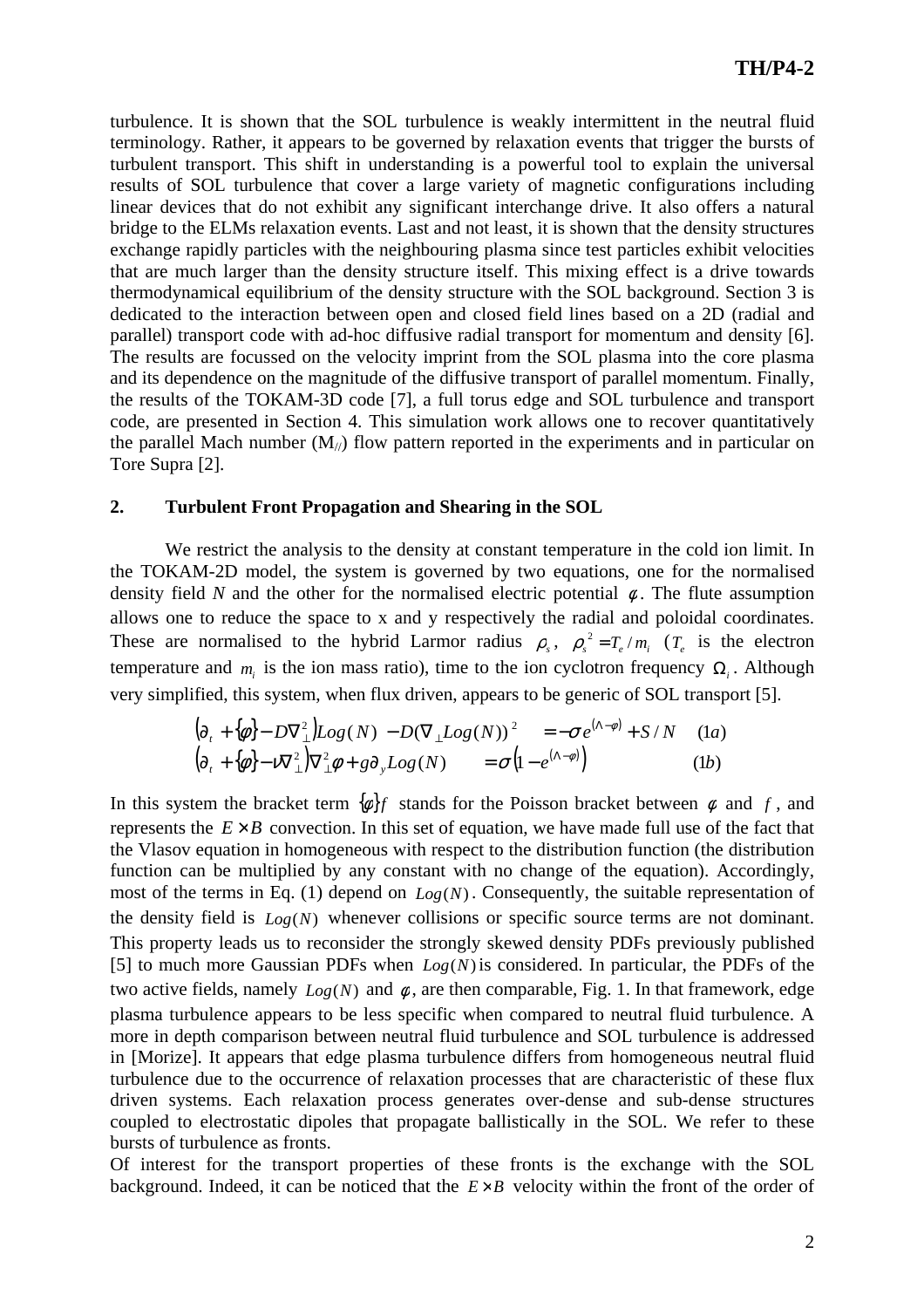turbulence. It is shown that the SOL turbulence is weakly intermittent in the neutral fluid terminology. Rather, it appears to be governed by relaxation events that trigger the bursts of turbulent transport. This shift in understanding is a powerful tool to explain the universal results of SOL turbulence that cover a large variety of magnetic configurations including linear devices that do not exhibit any significant interchange drive. It also offers a natural bridge to the ELMs relaxation events. Last and not least, it is shown that the density structures exchange rapidly particles with the neighbouring plasma since test particles exhibit velocities that are much larger than the density structure itself. This mixing effect is a drive towards thermodynamical equilibrium of the density structure with the SOL background. Section 3 is dedicated to the interaction between open and closed field lines based on a 2D (radial and parallel) transport code with ad-hoc diffusive radial transport for momentum and density [6]. The results are focussed on the velocity imprint from the SOL plasma into the core plasma and its dependence on the magnitude of the diffusive transport of parallel momentum. Finally, the results of the TOKAM-3D code [7], a full torus edge and SOL turbulence and transport code, are presented in Section 4. This simulation work allows one to recover quantitatively the parallel Mach number ($M_{//}$) flow pattern reported in the experiments and in particular on Tore Supra [2].

## 2. Turbulent Front Propagation and Shearing in the SOL

We restrict the analysis to the density at constant temperature in the cold ion limit. In the TOKAM-2D model, the system is governed by two equations, one for the normalised density field $N$ and the other for the normalised electric potential $\phi$. The flute assumption allows one to reduce the space to x and y respectively the radial and poloidal coordinates. These are normalised to the hybrid Larmor radius $\rho_s$, $\rho_s^2 = T_e / m_i$ ($T_e$ is the electron temperature and $m_i$ is the ion mass ratio), time to the ion cyclotron frequency $\Omega_i$. Although very simplified, this system, when flux driven, appears to be generic of SOL transport [5].

$$\left(\partial_t + \{\phi,\} - D\nabla_\perp^2\right) Log(N) - D(\nabla_\perp Log(N))^2 = -\sigma e^{(\Lambda-\phi)} + S/N \quad (1a)$$

$$\left(\partial_t + \{\phi,\} - \nu\nabla_\perp^2\right)\nabla_\perp^2\phi + g\partial_y Log(N) = \sigma\left(1 - e^{(\Lambda-\phi)}\right) \quad (1b)$$

In this system the bracket term $\{\phi,\}f$ stands for the Poisson bracket between $\phi$ and $f$, and represents the $E \times B$ convection. In this set of equation, we have made full use of the fact that the Vlasov equation in homogeneous with respect to the distribution function (the distribution function can be multiplied by any constant with no change of the equation). Accordingly, most of the terms in Eq. (1) depend on $Log(N)$. Consequently, the suitable representation of the density field is $Log(N)$ whenever collisions or specific source terms are not dominant. This property leads us to reconsider the strongly skewed density PDFs previously published [5] to much more Gaussian PDFs when $Log(N)$ is considered. In particular, the PDFs of the two active fields, namely $Log(N)$ and $\phi$, are then comparable, Fig. 1. In that framework, edge plasma turbulence appears to be less specific when compared to neutral fluid turbulence. A more in depth comparison between neutral fluid turbulence and SOL turbulence is addressed in [Morize]. It appears that edge plasma turbulence differs from homogeneous neutral fluid turbulence due to the occurrence of relaxation processes that are characteristic of these flux driven systems. Each relaxation process generates over-dense and sub-dense structures coupled to electrostatic dipoles that propagate ballistically in the SOL. We refer to these bursts of turbulence as fronts.

Of interest for the transport properties of these fronts is the exchange with the SOL background. Indeed, it can be noticed that the $E \times B$ velocity within the front of the order of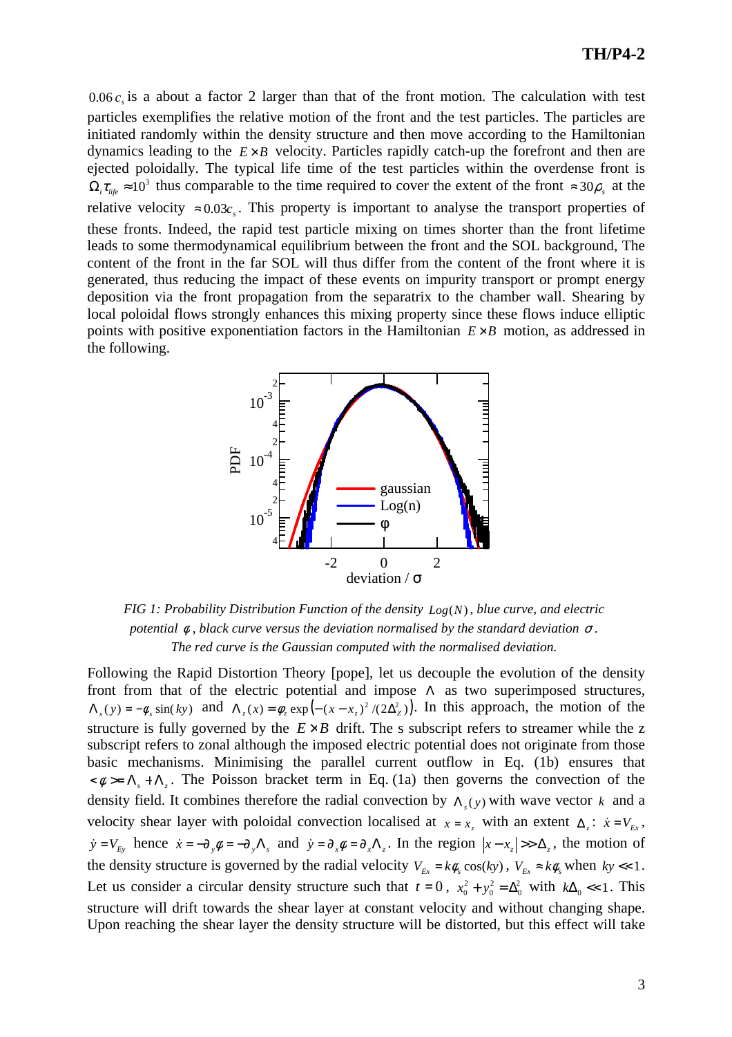$0.06\,c_s$ is a about a factor 2 larger than that of the front motion. The calculation with test particles exemplifies the relative motion of the front and the test particles. The particles are initiated randomly within the density structure and then move according to the Hamiltonian dynamics leading to the $E \times B$ velocity. Particles rapidly catch-up the forefront and then are ejected poloidally. The typical life time of the test particles within the overdense front is $\Omega_i \tau_{life} \approx 10^3$ thus comparable to the time required to cover the extent of the front $\approx 30\rho_s$ at the relative velocity $\approx 0.03 c_s$. This property is important to analyse the transport properties of these fronts. Indeed, the rapid test particle mixing on times shorter than the front lifetime leads to some thermodynamical equilibrium between the front and the SOL background, The content of the front in the far SOL will thus differ from the content of the front where it is generated, thus reducing the impact of these events on impurity transport or prompt energy deposition via the front propagation from the separatrix to the chamber wall. Shearing by local poloidal flows strongly enhances this mixing property since these flows induce elliptic points with positive exponentiation factors in the Hamiltonian $E \times B$ motion, as addressed in the following.

PDF

$10^{-3}$

$10^{-4}$

$10^{-5}$

gaussian

Log(n)

φ

-2

0

2

deviation / σ

*FIG 1: Probability Distribution Function of the density $Log(N)$, blue curve, and electric potential $\phi$, black curve versus the deviation normalised by the standard deviation $\sigma$. The red curve is the Gaussian computed with the normalised deviation.*

Following the Rapid Distortion Theory [pope], let us decouple the evolution of the density front from that of the electric potential and impose $\Lambda$ as two superimposed structures, $\Lambda_s(y) = -\phi_s \sin(ky)$ and $\Lambda_z(x) = \phi_z \exp\left(-(x - x_z)^2 / (2\Delta_Z^2)\right)$. In this approach, the motion of the structure is fully governed by the $E \times B$ drift. The s subscript refers to streamer while the z subscript refers to zonal although the imposed electric potential does not originate from those basic mechanisms. Minimising the parallel current outflow in Eq. (1b) ensures that $<\phi> = \Lambda_s + \Lambda_z$. The Poisson bracket term in Eq. (1a) then governs the convection of the density field. It combines therefore the radial convection by $\Lambda_s(y)$ with wave vector $k$ and a velocity shear layer with poloidal convection localised at $x = x_z$ with an extent $\Delta_z$: $\dot{x} = V_{Ex}$, $\dot{y} = V_{Ey}$ hence $\dot{x} = -\partial_y \phi = -\partial_y \Lambda_s$ and $\dot{y} = \partial_x \phi = \partial_x \Lambda_z$. In the region $|x - x_z| >> \Delta_z$, the motion of the density structure is governed by the radial velocity $V_{Ex} = k\phi_s \cos(ky)$, $V_{Ex} \approx k\phi_s$ when $ky << 1$. Let us consider a circular density structure such that $t = 0$, $x_0^2 + y_0^2 = \Delta_0^2$ with $k\Delta_0 << 1$. This structure will drift towards the shear layer at constant velocity and without changing shape. Upon reaching the shear layer the density structure will be distorted, but this effect will take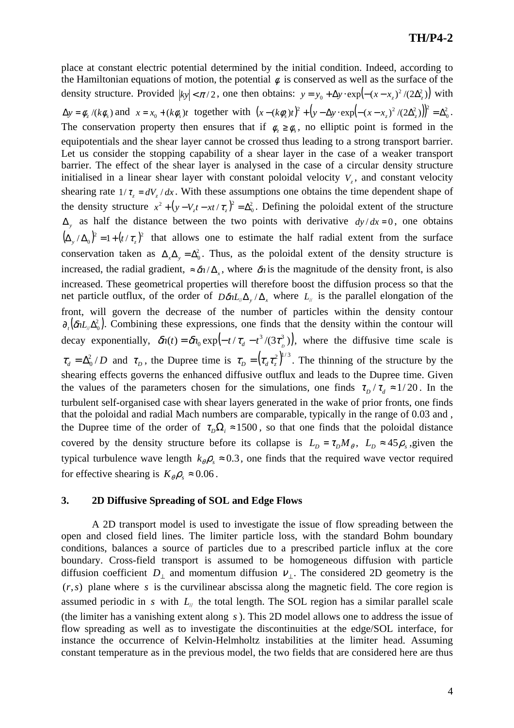place at constant electric potential determined by the initial condition. Indeed, according to the Hamiltonian equations of motion, the potential $\phi$ is conserved as well as the surface of the density structure. Provided $|ky| < \pi/2$, one then obtains: $y = y_0 + \Delta y \cdot \exp\left(-(x - x_z)^2 / (2\Delta_z^2)\right)$ with $\Delta y = \phi_z / (k\phi_s)$ and $x = x_0 + (k\phi_s)t$ together with $\left(x - (k\phi_s)t\right)^2 + \left(y - \Delta y \cdot \exp\left(-(x - x_z)^2 / (2\Delta_z^2)\right)\right)^2 = \Delta_0^2$. The conservation property then ensures that if $\phi_z \geq \phi_s$, no elliptic point is formed in the equipotentials and the shear layer cannot be crossed thus leading to a strong transport barrier. Let us consider the stopping capability of a shear layer in the case of a weaker transport barrier. The effect of the shear layer is analysed in the case of a circular density structure initialised in a linear shear layer with constant poloidal velocity $V_z$, and constant velocity shearing rate $1/\tau_z = dV_z / dx$. With these assumptions one obtains the time dependent shape of the density structure $x^2 + \left(y - V_z t - xt/\tau_z\right)^2 = \Delta_0^2$. Defining the poloidal extent of the structure $\Delta_y$ as half the distance between the two points with derivative $dy/dx = 0$, one obtains $\left(\Delta_y / \Delta_0\right)^2 = 1 + \left(t/\tau_z\right)^2$ that allows one to estimate the half radial extent from the surface conservation taken as $\Delta_x \Delta_y = \Delta_0^2$. Thus, as the poloidal extent of the density structure is increased, the radial gradient, $\approx \delta n / \Delta_x$, where $\delta n$ is the magnitude of the density front, is also increased. These geometrical properties will therefore boost the diffusion process so that the net particle outflux, of the order of $D\delta n L_{//} \Delta_y / \Delta_x$ where $L_{//}$ is the parallel elongation of the front, will govern the decrease of the number of particles within the density contour $\partial_t \left(\delta n L_{//} \Delta_0^2\right)$. Combining these expressions, one finds that the density within the contour will decay exponentially, $\delta n(t) = \delta n_0 \exp\left(-t/\tau_d - t^3/(3\tau_D^3)\right)$, where the diffusive time scale is $\tau_d = \Delta_0^2 / D$ and $\tau_D$, the Dupree time is $\tau_D = \left(\tau_d \tau_z^2\right)^{1/3}$. The thinning of the structure by the shearing effects governs the enhanced diffusive outflux and leads to the Dupree time. Given the values of the parameters chosen for the simulations, one finds $\tau_D / \tau_d \approx 1/20$. In the turbulent self-organised case with shear layers generated in the wake of prior fronts, one finds that the poloidal and radial Mach numbers are comparable, typically in the range of 0.03 and , the Dupree time of the order of $\tau_D \Omega_i \approx 1500$, so that one finds that the poloidal distance covered by the density structure before its collapse is $L_D = \tau_D M_\theta$, $L_D \approx 45\rho_s$ ,given the typical turbulence wave length $k_\theta \rho_s \approx 0.3$, one finds that the required wave vector required for effective shearing is $K_\theta \rho_s \approx 0.06$.

## 3. 2D Diffusive Spreading of SOL and Edge Flows

A 2D transport model is used to investigate the issue of flow spreading between the open and closed field lines. The limiter particle loss, with the standard Bohm boundary conditions, balances a source of particles due to a prescribed particle influx at the core boundary. Cross-field transport is assumed to be homogeneous diffusion with particle diffusion coefficient $D_\perp$ and momentum diffusion $\nu_\perp$. The considered 2D geometry is the $(r, s)$ plane where $s$ is the curvilinear abscissa along the magnetic field. The core region is assumed periodic in $s$ with $L_{//}$ the total length. The SOL region has a similar parallel scale (the limiter has a vanishing extent along $s$). This 2D model allows one to address the issue of flow spreading as well as to investigate the discontinuities at the edge/SOL interface, for instance the occurrence of Kelvin-Helmholtz instabilities at the limiter head. Assuming constant temperature as in the previous model, the two fields that are considered here are thus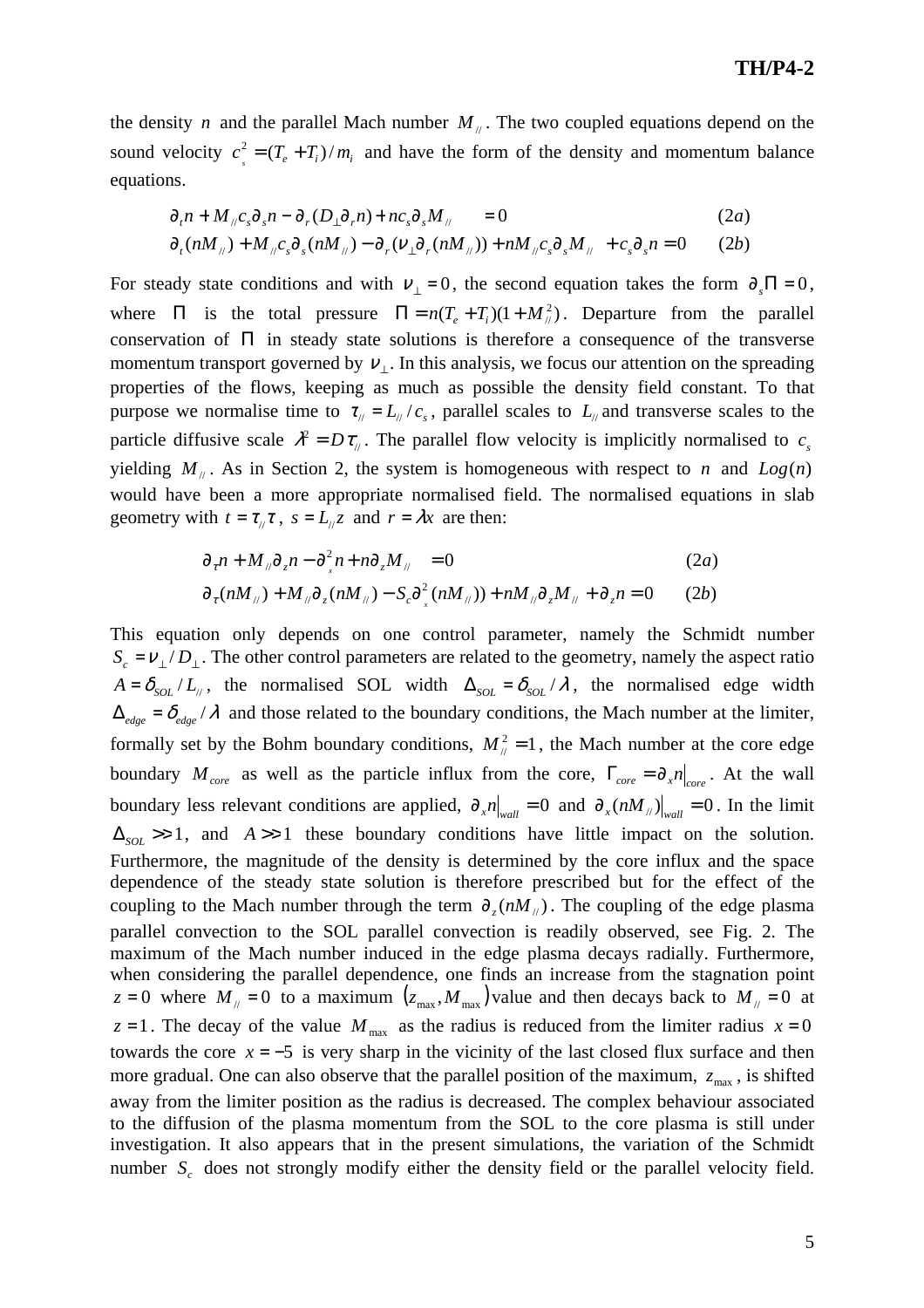the density $n$ and the parallel Mach number $M_{//}$. The two coupled equations depend on the sound velocity $c_s^2 = (T_e + T_i)/m_i$ and have the form of the density and momentum balance equations.

$$\partial_t n + M_{//} c_s \partial_s n - \partial_r (D_\perp \partial_r n) + n c_s \partial_s M_{//} \quad = 0 \qquad (2a)$$

$$\partial_t (nM_{//}) + M_{//} c_s \partial_s (nM_{//}) - \partial_r (\nu_\perp \partial_r (nM_{//})) + nM_{//} c_s \partial_s M_{//} \ + c_s \partial_s n = 0 \qquad (2b)$$

For steady state conditions and with $\nu_\perp = 0$, the second equation takes the form $\partial_s \Pi = 0$, where $\Pi$ is the total pressure $\Pi = n(T_e + T_i)(1 + M_{//}^2)$. Departure from the parallel conservation of $\Pi$ in steady state solutions is therefore a consequence of the transverse momentum transport governed by $\nu_\perp$. In this analysis, we focus our attention on the spreading properties of the flows, keeping as much as possible the density field constant. To that purpose we normalise time to $\tau_{//} = L_{//}/c_s$, parallel scales to $L_{//}$ and transverse scales to the particle diffusive scale $\lambda^2 = D\tau_{//}$. The parallel flow velocity is implicitly normalised to $c_s$ yielding $M_{//}$. As in Section 2, the system is homogeneous with respect to $n$ and $Log(n)$ would have been a more appropriate normalised field. The normalised equations in slab geometry with $t = \tau_{//}\tau$, $s = L_{//} z$ and $r = \lambda x$ are then:

$$\partial_\tau n + M_{//} \partial_z n - \partial_x^2 n + n \partial_z M_{//} \quad = 0 \qquad (2a)$$

$$\partial_\tau (nM_{//}) + M_{//} \partial_z (nM_{//}) - S_c \partial_x^2 (nM_{//})) + nM_{//} \partial_z M_{//} \ + \partial_z n = 0 \qquad (2b)$$

This equation only depends on one control parameter, namely the Schmidt number $S_c = \nu_\perp / D_\perp$. The other control parameters are related to the geometry, namely the aspect ratio $A = \delta_{SOL}/L_{//}$, the normalised SOL width $\Delta_{SOL} = \delta_{SOL}/\lambda$, the normalised edge width $\Delta_{edge} = \delta_{edge}/\lambda$ and those related to the boundary conditions, the Mach number at the limiter, formally set by the Bohm boundary conditions, $M_{//}^2 = 1$, the Mach number at the core edge boundary $M_{core}$ as well as the particle influx from the core, $\Gamma_{core} = \partial_x n|_{core}$. At the wall boundary less relevant conditions are applied, $\partial_x n|_{wall} = 0$ and $\partial_x (nM_{//})|_{wall} = 0$. In the limit $\Delta_{SOL} >> 1$, and $A >> 1$ these boundary conditions have little impact on the solution. Furthermore, the magnitude of the density is determined by the core influx and the space dependence of the steady state solution is therefore prescribed but for the effect of the coupling to the Mach number through the term $\partial_z (nM_{//})$. The coupling of the edge plasma parallel convection to the SOL parallel convection is readily observed, see Fig. 2. The maximum of the Mach number induced in the edge plasma decays radially. Furthermore, when considering the parallel dependence, one finds an increase from the stagnation point $z = 0$ where $M_{//} = 0$ to a maximum $(z_{max}, M_{max})$ value and then decays back to $M_{//} = 0$ at $z = 1$. The decay of the value $M_{max}$ as the radius is reduced from the limiter radius $x = 0$ towards the core $x = -5$ is very sharp in the vicinity of the last closed flux surface and then more gradual. One can also observe that the parallel position of the maximum, $z_{max}$, is shifted away from the limiter position as the radius is decreased. The complex behaviour associated to the diffusion of the plasma momentum from the SOL to the core plasma is still under investigation. It also appears that in the present simulations, the variation of the Schmidt number $S_c$ does not strongly modify either the density field or the parallel velocity field.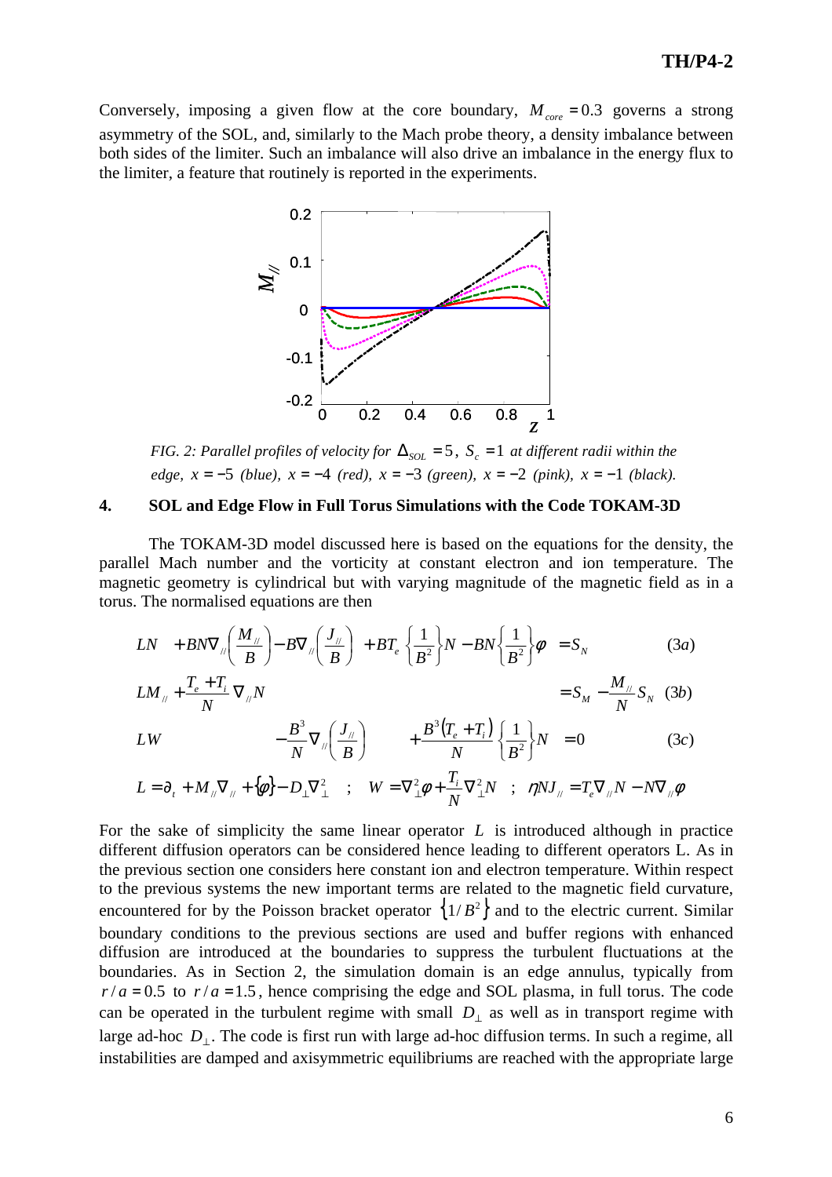Conversely, imposing a given flow at the core boundary, $M_{core} = 0.3$ governs a strong asymmetry of the SOL, and, similarly to the Mach probe theory, a density imbalance between both sides of the limiter. Such an imbalance will also drive an imbalance in the energy flux to the limiter, a feature that routinely is reported in the experiments.

$M_{//}$

0.2
0.1
0
-0.1
-0.2

0 0.2 0.4 0.6 0.8 1

$z$

*FIG. 2: Parallel profiles of velocity for $\Delta_{SOL} = 5$, $S_c = 1$ at different radii within the edge, $x = -5$ (blue), $x = -4$ (red), $x = -3$ (green), $x = -2$ (pink), $x = -1$ (black).*

## 4. SOL and Edge Flow in Full Torus Simulations with the Code TOKAM-3D

The TOKAM-3D model discussed here is based on the equations for the density, the parallel Mach number and the vorticity at constant electron and ion temperature. The magnetic geometry is cylindrical but with varying magnitude of the magnetic field as in a torus. The normalised equations are then

$$LN + BN\nabla_{//}\left(\frac{M_{//}}{B}\right) - B\nabla_{//}\left(\frac{J_{//}}{B}\right) + BT_e\left\{\frac{1}{B^2}\right\}N - BN\left\{\frac{1}{B^2}\right\}\phi = S_N \qquad (3a)$$

$$LM_{//} + \frac{T_e + T_i}{N}\nabla_{//}N = S_M - \frac{M_{//}}{N}S_N \qquad (3b)$$

$$LW - \frac{B^3}{N}\nabla_{//}\left(\frac{J_{//}}{B}\right) + \frac{B^3(T_e + T_i)}{N}\left\{\frac{1}{B^2}\right\}N = 0 \qquad (3c)$$

$$L = \partial_t + M_{//}\nabla_{//} + \{\phi\} - D_{\perp}\nabla_{\perp}^2 \quad ; \quad W = \nabla_{\perp}^2\phi + \frac{T_i}{N}\nabla_{\perp}^2 N \quad ; \quad \eta N J_{//} = T_e\nabla_{//}N - N\nabla_{//}\phi$$

For the sake of simplicity the same linear operator $L$ is introduced although in practice different diffusion operators can be considered hence leading to different operators L. As in the previous section one considers here constant ion and electron temperature. Within respect to the previous systems the new important terms are related to the magnetic field curvature, encountered for by the Poisson bracket operator $\{1/B^2\}$ and to the electric current. Similar boundary conditions to the previous sections are used and buffer regions with enhanced diffusion are introduced at the boundaries to suppress the turbulent fluctuations at the boundaries. As in Section 2, the simulation domain is an edge annulus, typically from $r/a = 0.5$ to $r/a = 1.5$, hence comprising the edge and SOL plasma, in full torus. The code can be operated in the turbulent regime with small $D_{\perp}$ as well as in transport regime with large ad-hoc $D_{\perp}$. The code is first run with large ad-hoc diffusion terms. In such a regime, all instabilities are damped and axisymmetric equilibriums are reached with the appropriate large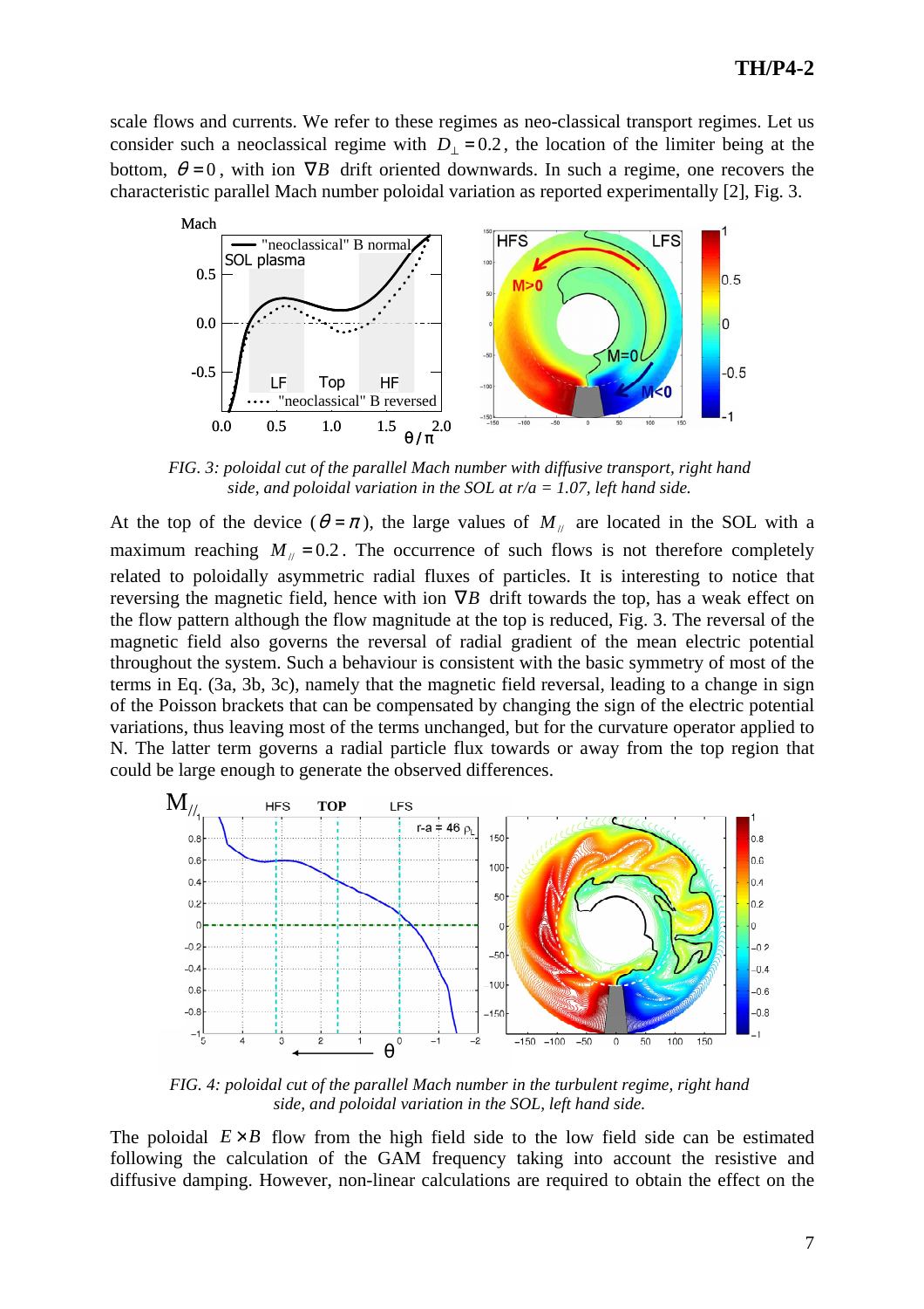scale flows and currents. We refer to these regimes as neo-classical transport regimes. Let us consider such a neoclassical regime with $D_\perp = 0.2$, the location of the limiter being at the bottom, $\theta = 0$, with ion $\nabla B$ drift oriented downwards. In such a regime, one recovers the characteristic parallel Mach number poloidal variation as reported experimentally [2], Fig. 3.

Mach
"neoclassical" B normal
SOL plasma
0.5
0.0
-0.5
LF
Top
HF
"neoclassical" B reversed
0.0
0.5
1.0
1.5
2.0
θ / π

HFS
LFS
M>0
M=0
M<0
1
0.5
0
-0.5
-1

*FIG. 3: poloidal cut of the parallel Mach number with diffusive transport, right hand side, and poloidal variation in the SOL at r/a = 1.07, left hand side.*

At the top of the device ($\theta = \pi$), the large values of $M_{//}$ are located in the SOL with a maximum reaching $M_{//} = 0.2$. The occurrence of such flows is not therefore completely related to poloidally asymmetric radial fluxes of particles. It is interesting to notice that reversing the magnetic field, hence with ion $\nabla B$ drift towards the top, has a weak effect on the flow pattern although the flow magnitude at the top is reduced, Fig. 3. The reversal of the magnetic field also governs the reversal of radial gradient of the mean electric potential throughout the system. Such a behaviour is consistent with the basic symmetry of most of the terms in Eq. (3a, 3b, 3c), namely that the magnetic field reversal, leading to a change in sign of the Poisson brackets that can be compensated by changing the sign of the electric potential variations, thus leaving most of the terms unchanged, but for the curvature operator applied to N. The latter term governs a radial particle flux towards or away from the top region that could be large enough to generate the observed differences.

$M_{//}$
HFS
TOP
LFS
r-a = 46 $\rho_L$
θ

*FIG. 4: poloidal cut of the parallel Mach number in the turbulent regime, right hand side, and poloidal variation in the SOL, left hand side.*

The poloidal $E \times B$ flow from the high field side to the low field side can be estimated following the calculation of the GAM frequency taking into account the resistive and diffusive damping. However, non-linear calculations are required to obtain the effect on the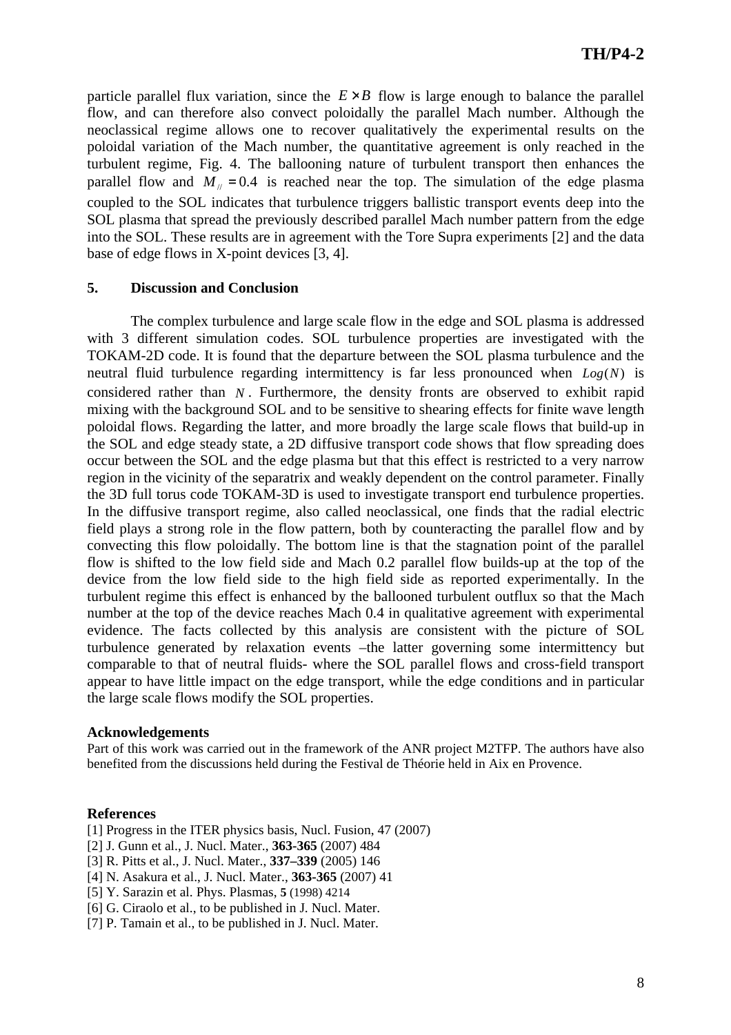particle parallel flux variation, since the $E \times B$ flow is large enough to balance the parallel flow, and can therefore also convect poloidally the parallel Mach number. Although the neoclassical regime allows one to recover qualitatively the experimental results on the poloidal variation of the Mach number, the quantitative agreement is only reached in the turbulent regime, Fig. 4. The ballooning nature of turbulent transport then enhances the parallel flow and $M_{//} = 0.4$ is reached near the top. The simulation of the edge plasma coupled to the SOL indicates that turbulence triggers ballistic transport events deep into the SOL plasma that spread the previously described parallel Mach number pattern from the edge into the SOL. These results are in agreement with the Tore Supra experiments [2] and the data base of edge flows in X-point devices [3, 4].

## 5. Discussion and Conclusion

The complex turbulence and large scale flow in the edge and SOL plasma is addressed with 3 different simulation codes. SOL turbulence properties are investigated with the TOKAM-2D code. It is found that the departure between the SOL plasma turbulence and the neutral fluid turbulence regarding intermittency is far less pronounced when $Log(N)$ is considered rather than $N$. Furthermore, the density fronts are observed to exhibit rapid mixing with the background SOL and to be sensitive to shearing effects for finite wave length poloidal flows. Regarding the latter, and more broadly the large scale flows that build-up in the SOL and edge steady state, a 2D diffusive transport code shows that flow spreading does occur between the SOL and the edge plasma but that this effect is restricted to a very narrow region in the vicinity of the separatrix and weakly dependent on the control parameter. Finally the 3D full torus code TOKAM-3D is used to investigate transport end turbulence properties. In the diffusive transport regime, also called neoclassical, one finds that the radial electric field plays a strong role in the flow pattern, both by counteracting the parallel flow and by convecting this flow poloidally. The bottom line is that the stagnation point of the parallel flow is shifted to the low field side and Mach 0.2 parallel flow builds-up at the top of the device from the low field side to the high field side as reported experimentally. In the turbulent regime this effect is enhanced by the ballooned turbulent outflux so that the Mach number at the top of the device reaches Mach 0.4 in qualitative agreement with experimental evidence. The facts collected by this analysis are consistent with the picture of SOL turbulence generated by relaxation events –the latter governing some intermittency but comparable to that of neutral fluids- where the SOL parallel flows and cross-field transport appear to have little impact on the edge transport, while the edge conditions and in particular the large scale flows modify the SOL properties.

### Acknowledgements

Part of this work was carried out in the framework of the ANR project M2TFP. The authors have also benefited from the discussions held during the Festival de Théorie held in Aix en Provence.

### References

[1] Progress in the ITER physics basis, Nucl. Fusion, 47 (2007)
[2] J. Gunn et al., J. Nucl. Mater., **363-365** (2007) 484
[3] R. Pitts et al., J. Nucl. Mater., **337–339** (2005) 146
[4] N. Asakura et al., J. Nucl. Mater., **363-365** (2007) 41
[5] Y. Sarazin et al. Phys. Plasmas, **5** (1998) 4214
[6] G. Ciraolo et al., to be published in J. Nucl. Mater.
[7] P. Tamain et al., to be published in J. Nucl. Mater.